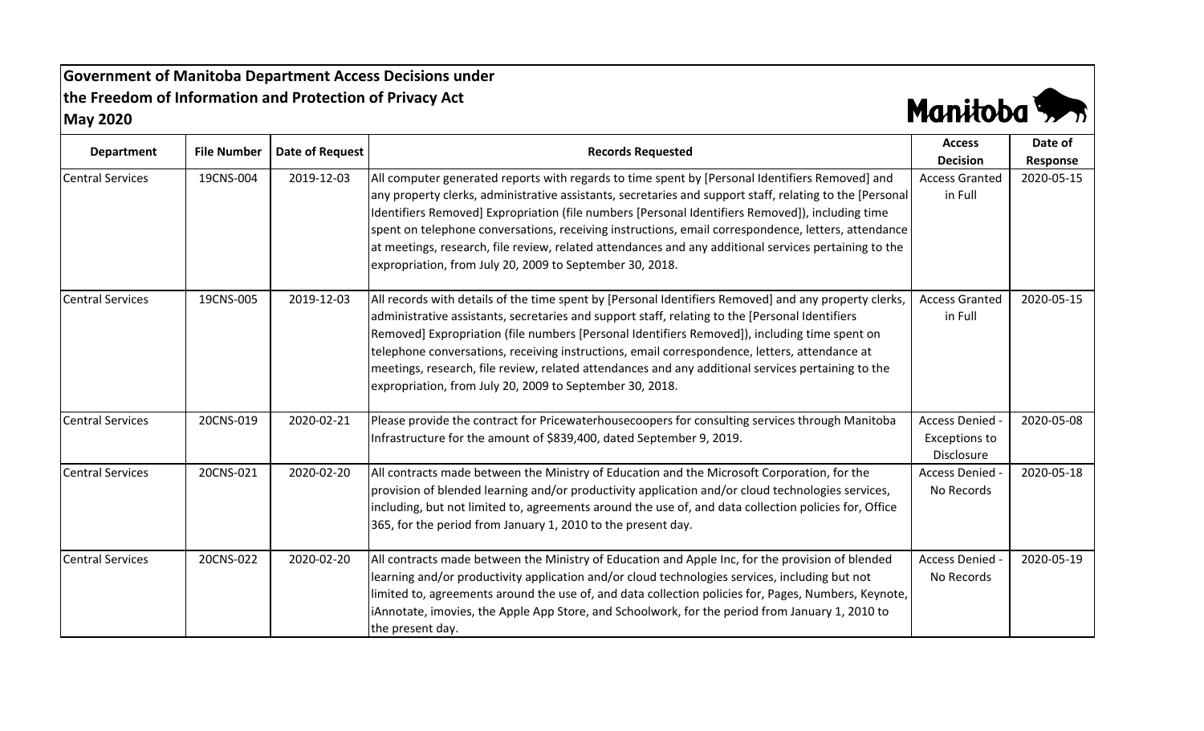# Government of Manitoba Department Access Decisions under the Freedom of Information and Protection of Privacy Act

## May 2020

| Department | File Number | Date of Request | Records Requested | Access Decision | Date of Response |
|---|---|---|---|---|---|
| Central Services | 19CNS-004 | 2019-12-03 | All computer generated reports with regards to time spent by [Personal Identifiers Removed] and any property clerks, administrative assistants, secretaries and support staff, relating to the [Personal Identifiers Removed] Expropriation (file numbers [Personal Identifiers Removed]), including time spent on telephone conversations, receiving instructions, email correspondence, letters, attendance at meetings, research, file review, related attendances and any additional services pertaining to the expropriation, from July 20, 2009 to September 30, 2018. | Access Granted in Full | 2020-05-15 |
| Central Services | 19CNS-005 | 2019-12-03 | All records with details of the time spent by [Personal Identifiers Removed] and any property clerks, administrative assistants, secretaries and support staff, relating to the [Personal Identifiers Removed] Expropriation (file numbers [Personal Identifiers Removed]), including time spent on telephone conversations, receiving instructions, email correspondence, letters, attendance at meetings, research, file review, related attendances and any additional services pertaining to the expropriation, from July 20, 2009 to September 30, 2018. | Access Granted in Full | 2020-05-15 |
| Central Services | 20CNS-019 | 2020-02-21 | Please provide the contract for Pricewaterhousecoopers for consulting services through Manitoba Infrastructure for the amount of $839,400, dated September 9, 2019. | Access Denied - Exceptions to Disclosure | 2020-05-08 |
| Central Services | 20CNS-021 | 2020-02-20 | All contracts made between the Ministry of Education and the Microsoft Corporation, for the provision of blended learning and/or productivity application and/or cloud technologies services, including, but not limited to, agreements around the use of, and data collection policies for, Office 365, for the period from January 1, 2010 to the present day. | Access Denied - No Records | 2020-05-18 |
| Central Services | 20CNS-022 | 2020-02-20 | All contracts made between the Ministry of Education and Apple Inc, for the provision of blended learning and/or productivity application and/or cloud technologies services, including but not limited to, agreements around the use of, and data collection policies for, Pages, Numbers, Keynote, iAnnotate, imovies, the Apple App Store, and Schoolwork, for the period from January 1, 2010 to the present day. | Access Denied - No Records | 2020-05-19 |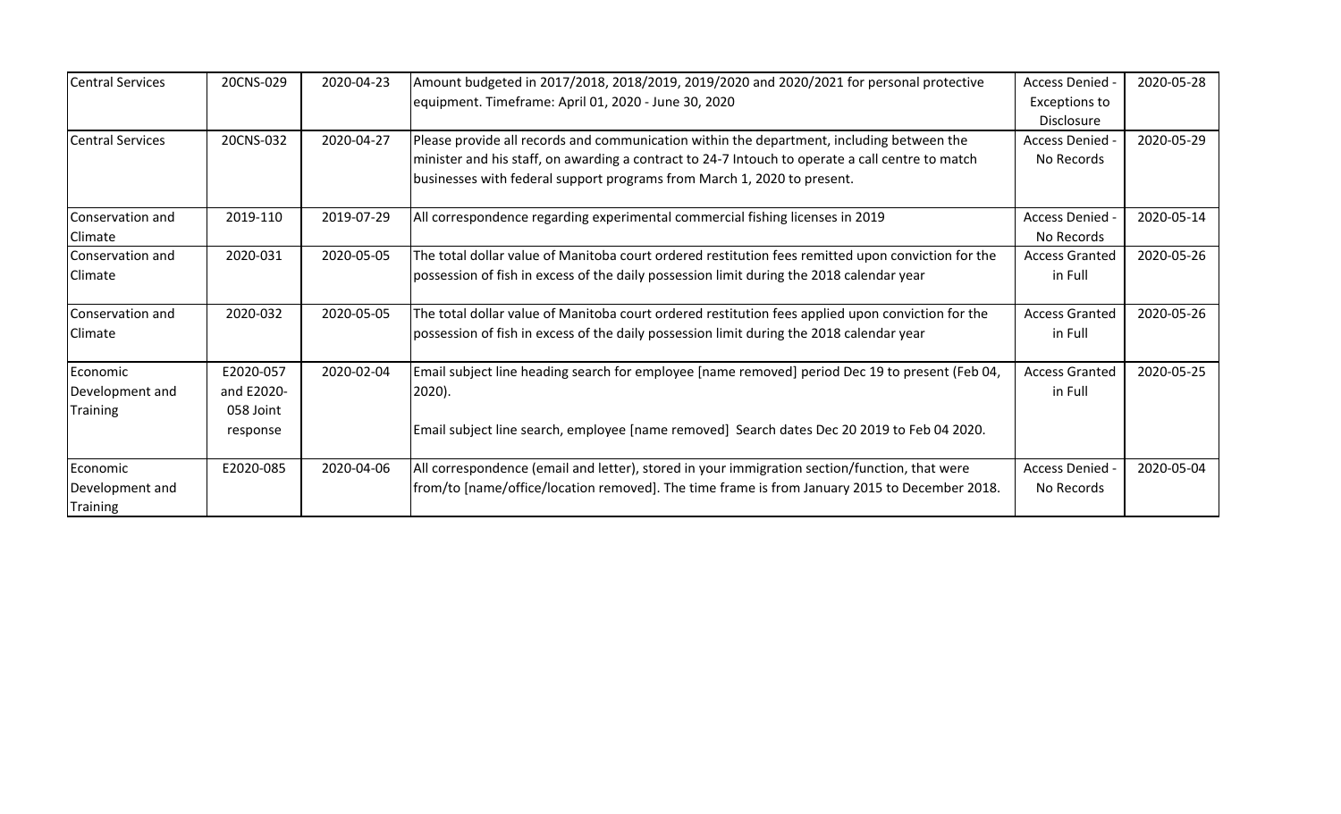| Central Services | 20CNS-029 | 2020-04-23 | Amount budgeted in 2017/2018, 2018/2019, 2019/2020 and 2020/2021 for personal protective equipment. Timeframe: April 01, 2020 - June 30, 2020 | Access Denied - Exceptions to Disclosure | 2020-05-28 |
|---|---|---|---|---|---|
| Central Services | 20CNS-032 | 2020-04-27 | Please provide all records and communication within the department, including between the minister and his staff, on awarding a contract to 24-7 Intouch to operate a call centre to match businesses with federal support programs from March 1, 2020 to present. | Access Denied - No Records | 2020-05-29 |
| Conservation and Climate | 2019-110 | 2019-07-29 | All correspondence regarding experimental commercial fishing licenses in 2019 | Access Denied - No Records | 2020-05-14 |
| Conservation and Climate | 2020-031 | 2020-05-05 | The total dollar value of Manitoba court ordered restitution fees remitted upon conviction for the possession of fish in excess of the daily possession limit during the 2018 calendar year | Access Granted in Full | 2020-05-26 |
| Conservation and Climate | 2020-032 | 2020-05-05 | The total dollar value of Manitoba court ordered restitution fees applied upon conviction for the possession of fish in excess of the daily possession limit during the 2018 calendar year | Access Granted in Full | 2020-05-26 |
| Economic Development and Training | E2020-057 and E2020-058 Joint response | 2020-02-04 | Email subject line heading search for employee [name removed] period Dec 19 to present (Feb 04, 2020).<br><br>Email subject line search, employee [name removed] Search dates Dec 20 2019 to Feb 04 2020. | Access Granted in Full | 2020-05-25 |
| Economic Development and Training | E2020-085 | 2020-04-06 | All correspondence (email and letter), stored in your immigration section/function, that were from/to [name/office/location removed]. The time frame is from January 2015 to December 2018. | Access Denied - No Records | 2020-05-04 |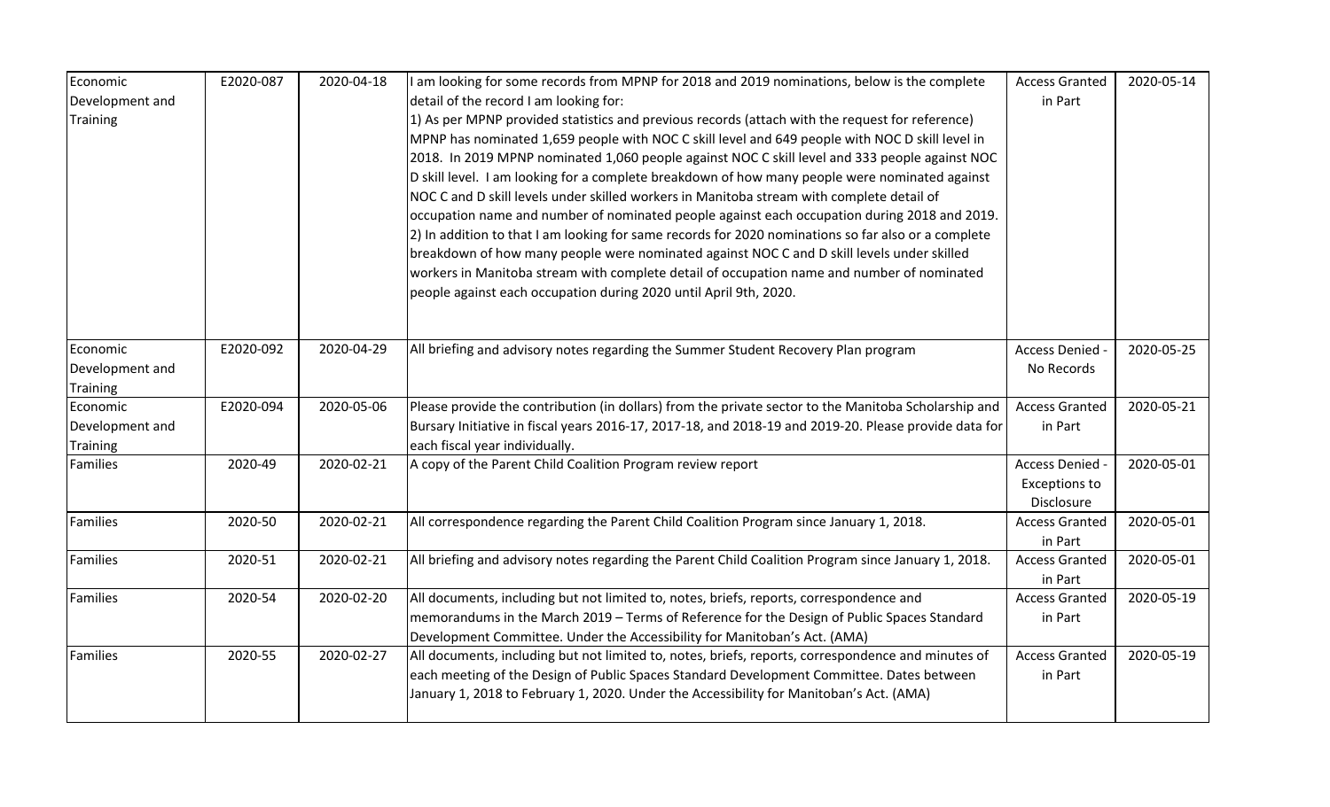| Economic Development and Training | E2020-087 | 2020-04-18 | I am looking for some records from MPNP for 2018 and 2019 nominations, below is the complete detail of the record I am looking for: 1) As per MPNP provided statistics and previous records (attach with the request for reference) MPNP has nominated 1,659 people with NOC C skill level and 649 people with NOC D skill level in 2018. In 2019 MPNP nominated 1,060 people against NOC C skill level and 333 people against NOC D skill level. I am looking for a complete breakdown of how many people were nominated against NOC C and D skill levels under skilled workers in Manitoba stream with complete detail of occupation name and number of nominated people against each occupation during 2018 and 2019. 2) In addition to that I am looking for same records for 2020 nominations so far also or a complete breakdown of how many people were nominated against NOC C and D skill levels under skilled workers in Manitoba stream with complete detail of occupation name and number of nominated people against each occupation during 2020 until April 9th, 2020. | Access Granted in Part | 2020-05-14 |
|---|---|---|---|---|---|
| Economic Development and Training | E2020-092 | 2020-04-29 | All briefing and advisory notes regarding the Summer Student Recovery Plan program | Access Denied - No Records | 2020-05-25 |
| Economic Development and Training | E2020-094 | 2020-05-06 | Please provide the contribution (in dollars) from the private sector to the Manitoba Scholarship and Bursary Initiative in fiscal years 2016-17, 2017-18, and 2018-19 and 2019-20. Please provide data for each fiscal year individually. | Access Granted in Part | 2020-05-21 |
| Families | 2020-49 | 2020-02-21 | A copy of the Parent Child Coalition Program review report | Access Denied - Exceptions to Disclosure | 2020-05-01 |
| Families | 2020-50 | 2020-02-21 | All correspondence regarding the Parent Child Coalition Program since January 1, 2018. | Access Granted in Part | 2020-05-01 |
| Families | 2020-51 | 2020-02-21 | All briefing and advisory notes regarding the Parent Child Coalition Program since January 1, 2018. | Access Granted in Part | 2020-05-01 |
| Families | 2020-54 | 2020-02-20 | All documents, including but not limited to, notes, briefs, reports, correspondence and memorandums in the March 2019 – Terms of Reference for the Design of Public Spaces Standard Development Committee. Under the Accessibility for Manitoban's Act. (AMA) | Access Granted in Part | 2020-05-19 |
| Families | 2020-55 | 2020-02-27 | All documents, including but not limited to, notes, briefs, reports, correspondence and minutes of each meeting of the Design of Public Spaces Standard Development Committee. Dates between January 1, 2018 to February 1, 2020. Under the Accessibility for Manitoban's Act. (AMA) | Access Granted in Part | 2020-05-19 |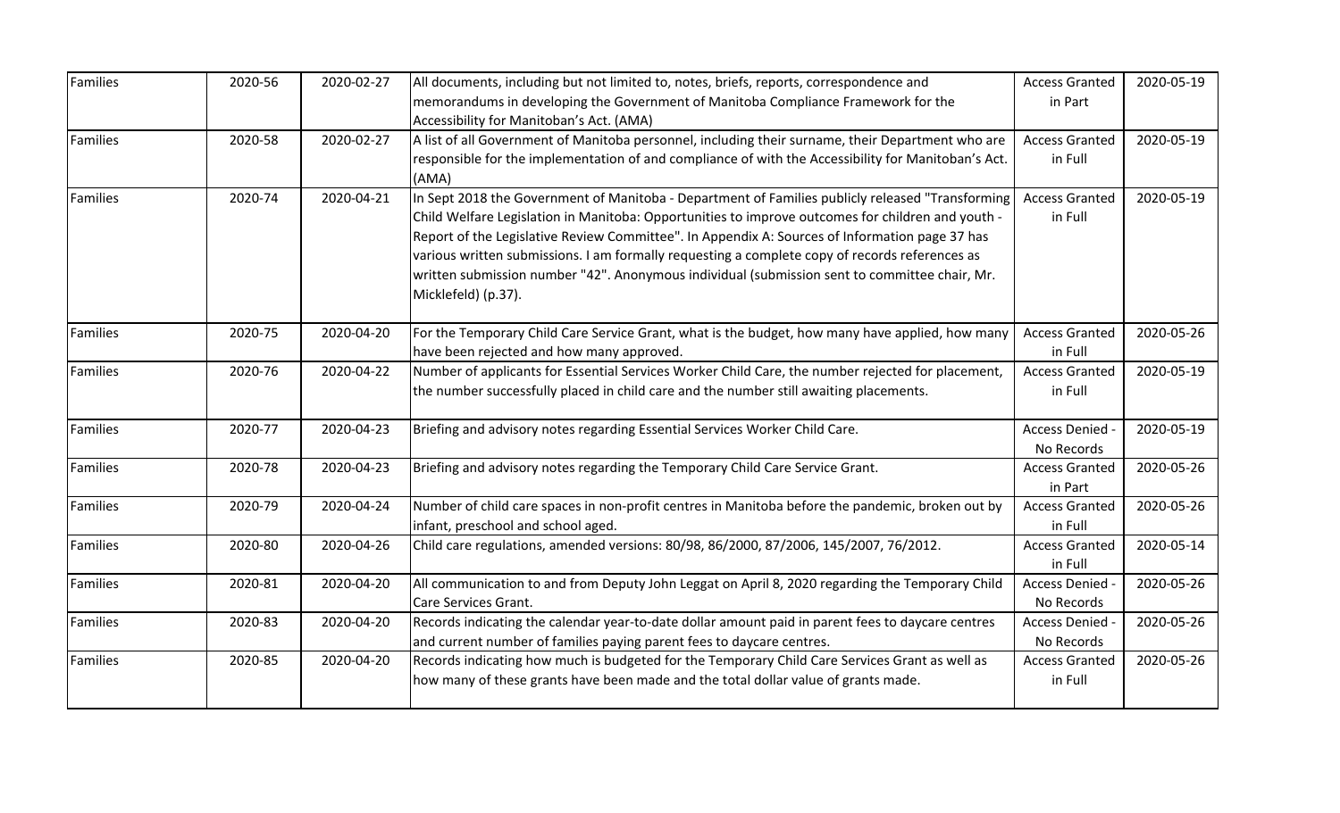| Families | 2020-56 | 2020-02-27 | All documents, including but not limited to, notes, briefs, reports, correspondence and memorandums in developing the Government of Manitoba Compliance Framework for the Accessibility for Manitoban's Act. (AMA) | Access Granted in Part | 2020-05-19 |
|---|---|---|---|---|---|
| Families | 2020-58 | 2020-02-27 | A list of all Government of Manitoba personnel, including their surname, their Department who are responsible for the implementation of and compliance of with the Accessibility for Manitoban's Act. (AMA) | Access Granted in Full | 2020-05-19 |
| Families | 2020-74 | 2020-04-21 | In Sept 2018 the Government of Manitoba - Department of Families publicly released "Transforming Child Welfare Legislation in Manitoba: Opportunities to improve outcomes for children and youth - Report of the Legislative Review Committee". In Appendix A: Sources of Information page 37 has various written submissions. I am formally requesting a complete copy of records references as written submission number "42". Anonymous individual (submission sent to committee chair, Mr. Micklefeld) (p.37). | Access Granted in Full | 2020-05-19 |
| Families | 2020-75 | 2020-04-20 | For the Temporary Child Care Service Grant, what is the budget, how many have applied, how many have been rejected and how many approved. | Access Granted in Full | 2020-05-26 |
| Families | 2020-76 | 2020-04-22 | Number of applicants for Essential Services Worker Child Care, the number rejected for placement, the number successfully placed in child care and the number still awaiting placements. | Access Granted in Full | 2020-05-19 |
| Families | 2020-77 | 2020-04-23 | Briefing and advisory notes regarding Essential Services Worker Child Care. | Access Denied - No Records | 2020-05-19 |
| Families | 2020-78 | 2020-04-23 | Briefing and advisory notes regarding the Temporary Child Care Service Grant. | Access Granted in Part | 2020-05-26 |
| Families | 2020-79 | 2020-04-24 | Number of child care spaces in non-profit centres in Manitoba before the pandemic, broken out by infant, preschool and school aged. | Access Granted in Full | 2020-05-26 |
| Families | 2020-80 | 2020-04-26 | Child care regulations, amended versions: 80/98, 86/2000, 87/2006, 145/2007, 76/2012. | Access Granted in Full | 2020-05-14 |
| Families | 2020-81 | 2020-04-20 | All communication to and from Deputy John Leggat on April 8, 2020 regarding the Temporary Child Care Services Grant. | Access Denied - No Records | 2020-05-26 |
| Families | 2020-83 | 2020-04-20 | Records indicating the calendar year-to-date dollar amount paid in parent fees to daycare centres and current number of families paying parent fees to daycare centres. | Access Denied - No Records | 2020-05-26 |
| Families | 2020-85 | 2020-04-20 | Records indicating how much is budgeted for the Temporary Child Care Services Grant as well as how many of these grants have been made and the total dollar value of grants made. | Access Granted in Full | 2020-05-26 |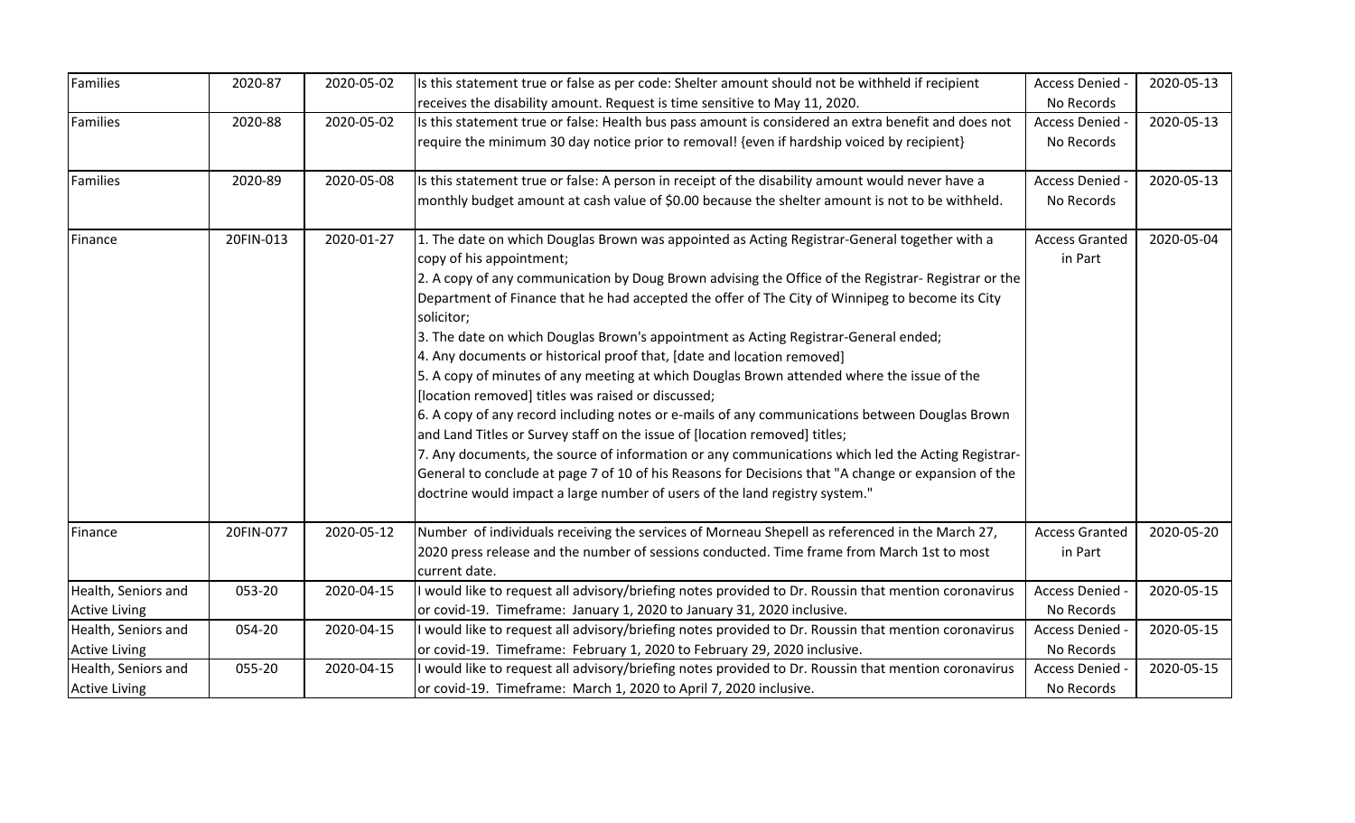| Families | 2020-87 | 2020-05-02 | Is this statement true or false as per code: Shelter amount should not be withheld if recipient receives the disability amount. Request is time sensitive to May 11, 2020. | Access Denied - No Records | 2020-05-13 |
|---|---|---|---|---|---|
| Families | 2020-88 | 2020-05-02 | Is this statement true or false: Health bus pass amount is considered an extra benefit and does not require the minimum 30 day notice prior to removal! {even if hardship voiced by recipient} | Access Denied - No Records | 2020-05-13 |
| Families | 2020-89 | 2020-05-08 | Is this statement true or false: A person in receipt of the disability amount would never have a monthly budget amount at cash value of $0.00 because the shelter amount is not to be withheld. | Access Denied - No Records | 2020-05-13 |
| Finance | 20FIN-013 | 2020-01-27 | 1. The date on which Douglas Brown was appointed as Acting Registrar-General together with a copy of his appointment;<br>2. A copy of any communication by Doug Brown advising the Office of the Registrar- Registrar or the Department of Finance that he had accepted the offer of The City of Winnipeg to become its City solicitor;<br>3. The date on which Douglas Brown's appointment as Acting Registrar-General ended;<br>4. Any documents or historical proof that, [date and location removed]<br>5. A copy of minutes of any meeting at which Douglas Brown attended where the issue of the [location removed] titles was raised or discussed;<br>6. A copy of any record including notes or e-mails of any communications between Douglas Brown and Land Titles or Survey staff on the issue of [location removed] titles;<br>7. Any documents, the source of information or any communications which led the Acting Registrar-General to conclude at page 7 of 10 of his Reasons for Decisions that "A change or expansion of the doctrine would impact a large number of users of the land registry system." | Access Granted in Part | 2020-05-04 |
| Finance | 20FIN-077 | 2020-05-12 | Number of individuals receiving the services of Morneau Shepell as referenced in the March 27, 2020 press release and the number of sessions conducted. Time frame from March 1st to most current date. | Access Granted in Part | 2020-05-20 |
| Health, Seniors and Active Living | 053-20 | 2020-04-15 | I would like to request all advisory/briefing notes provided to Dr. Roussin that mention coronavirus or covid-19. Timeframe: January 1, 2020 to January 31, 2020 inclusive. | Access Denied - No Records | 2020-05-15 |
| Health, Seniors and Active Living | 054-20 | 2020-04-15 | I would like to request all advisory/briefing notes provided to Dr. Roussin that mention coronavirus or covid-19. Timeframe: February 1, 2020 to February 29, 2020 inclusive. | Access Denied - No Records | 2020-05-15 |
| Health, Seniors and Active Living | 055-20 | 2020-04-15 | I would like to request all advisory/briefing notes provided to Dr. Roussin that mention coronavirus or covid-19. Timeframe: March 1, 2020 to April 7, 2020 inclusive. | Access Denied - No Records | 2020-05-15 |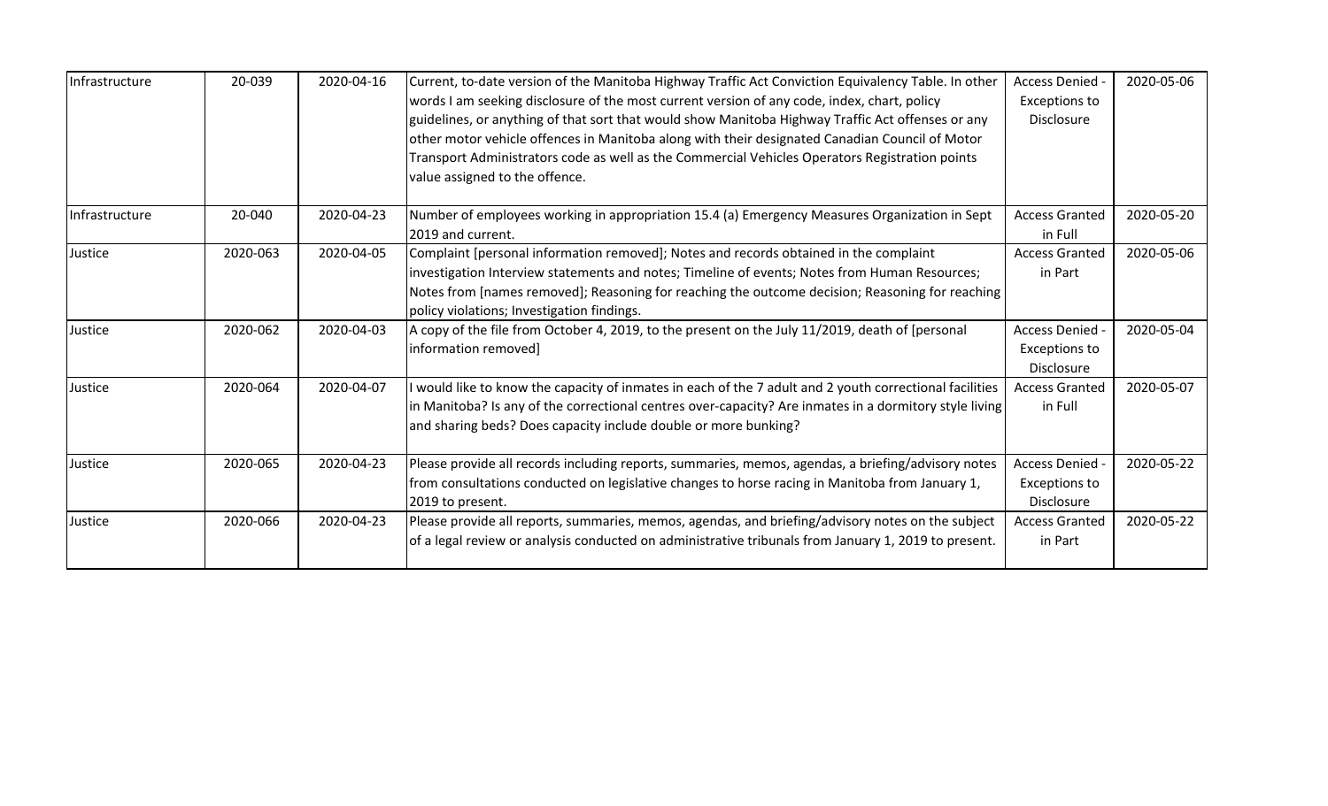| | | | | | |
|---|---|---|---|---|---|
| Infrastructure | 20-039 | 2020-04-16 | Current, to-date version of the Manitoba Highway Traffic Act Conviction Equivalency Table. In other words I am seeking disclosure of the most current version of any code, index, chart, policy guidelines, or anything of that sort that would show Manitoba Highway Traffic Act offenses or any other motor vehicle offences in Manitoba along with their designated Canadian Council of Motor Transport Administrators code as well as the Commercial Vehicles Operators Registration points value assigned to the offence. | Access Denied - Exceptions to Disclosure | 2020-05-06 |
| Infrastructure | 20-040 | 2020-04-23 | Number of employees working in appropriation 15.4 (a) Emergency Measures Organization in Sept 2019 and current. | Access Granted in Full | 2020-05-20 |
| Justice | 2020-063 | 2020-04-05 | Complaint [personal information removed]; Notes and records obtained in the complaint investigation Interview statements and notes; Timeline of events; Notes from Human Resources; Notes from [names removed]; Reasoning for reaching the outcome decision; Reasoning for reaching policy violations; Investigation findings. | Access Granted in Part | 2020-05-06 |
| Justice | 2020-062 | 2020-04-03 | A copy of the file from October 4, 2019, to the present on the July 11/2019, death of [personal information removed] | Access Denied - Exceptions to Disclosure | 2020-05-04 |
| Justice | 2020-064 | 2020-04-07 | I would like to know the capacity of inmates in each of the 7 adult and 2 youth correctional facilities in Manitoba? Is any of the correctional centres over-capacity? Are inmates in a dormitory style living and sharing beds? Does capacity include double or more bunking? | Access Granted in Full | 2020-05-07 |
| Justice | 2020-065 | 2020-04-23 | Please provide all records including reports, summaries, memos, agendas, a briefing/advisory notes from consultations conducted on legislative changes to horse racing in Manitoba from January 1, 2019 to present. | Access Denied - Exceptions to Disclosure | 2020-05-22 |
| Justice | 2020-066 | 2020-04-23 | Please provide all reports, summaries, memos, agendas, and briefing/advisory notes on the subject of a legal review or analysis conducted on administrative tribunals from January 1, 2019 to present. | Access Granted in Part | 2020-05-22 |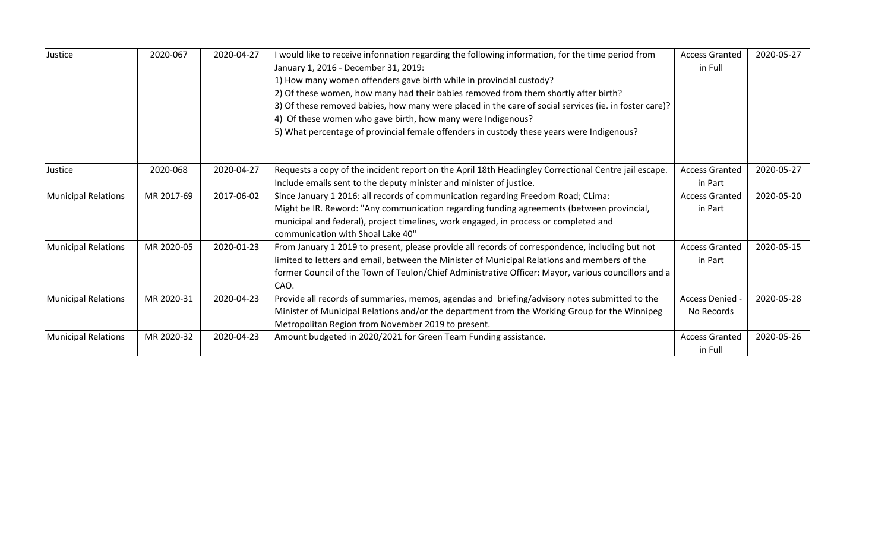| | | | | | |
|---|---|---|---|---|---|
| Justice | 2020-067 | 2020-04-27 | I would like to receive infonnation regarding the following information, for the time period from January 1, 2016 - December 31, 2019:<br>1) How many women offenders gave birth while in provincial custody?<br>2) Of these women, how many had their babies removed from them shortly after birth?<br>3) Of these removed babies, how many were placed in the care of social services (ie. in foster care)?<br>4) Of these women who gave birth, how many were Indigenous?<br>5) What percentage of provincial female offenders in custody these years were Indigenous? | Access Granted in Full | 2020-05-27 |
| Justice | 2020-068 | 2020-04-27 | Requests a copy of the incident report on the April 18th Headingley Correctional Centre jail escape. Include emails sent to the deputy minister and minister of justice. | Access Granted in Part | 2020-05-27 |
| Municipal Relations | MR 2017-69 | 2017-06-02 | Since January 1 2016: all records of communication regarding Freedom Road; CLima:<br>Might be IR. Reword: "Any communication regarding funding agreements (between provincial, municipal and federal), project timelines, work engaged, in process or completed and communication with Shoal Lake 40" | Access Granted in Part | 2020-05-20 |
| Municipal Relations | MR 2020-05 | 2020-01-23 | From January 1 2019 to present, please provide all records of correspondence, including but not limited to letters and email, between the Minister of Municipal Relations and members of the former Council of the Town of Teulon/Chief Administrative Officer: Mayor, various councillors and a CAO. | Access Granted in Part | 2020-05-15 |
| Municipal Relations | MR 2020-31 | 2020-04-23 | Provide all records of summaries, memos, agendas and briefing/advisory notes submitted to the Minister of Municipal Relations and/or the department from the Working Group for the Winnipeg Metropolitan Region from November 2019 to present. | Access Denied - No Records | 2020-05-28 |
| Municipal Relations | MR 2020-32 | 2020-04-23 | Amount budgeted in 2020/2021 for Green Team Funding assistance. | Access Granted in Full | 2020-05-26 |